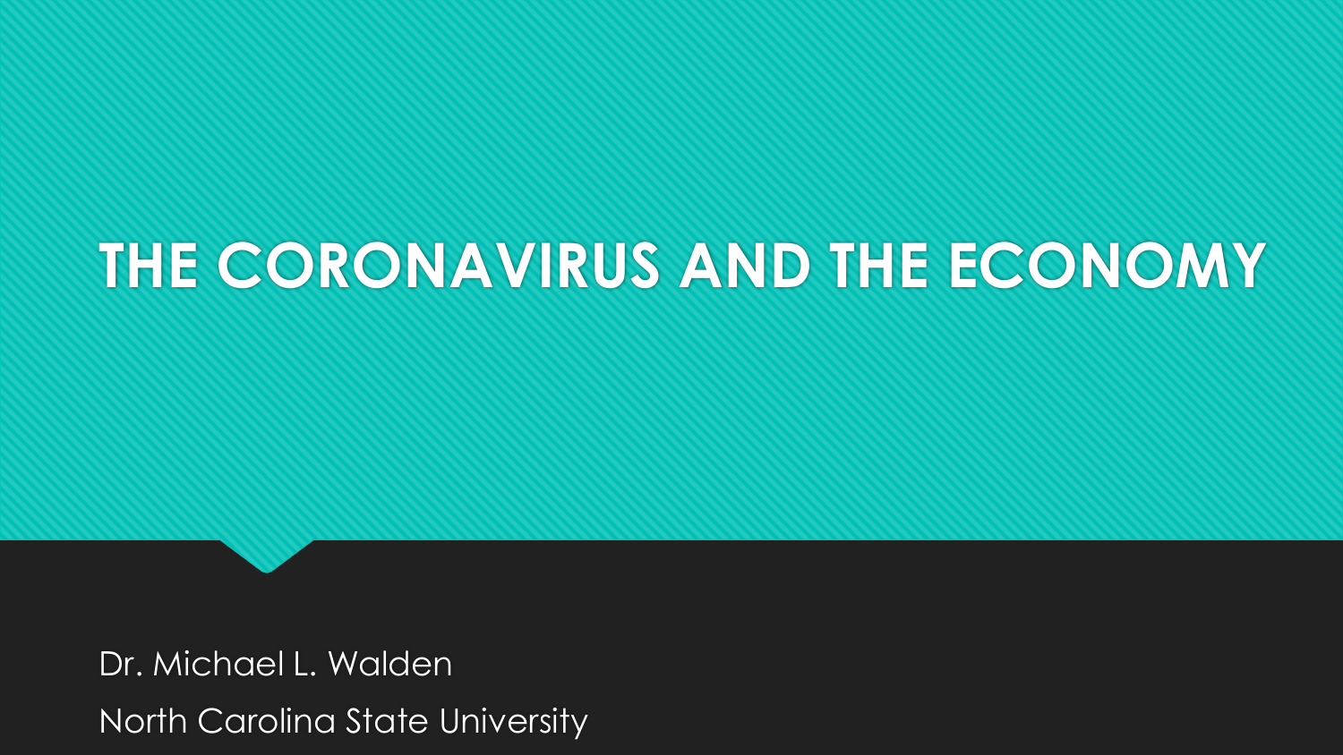# THE CORONAVIRUS AND THE ECONOMY

Dr. Michael L. Walden

North Carolina State University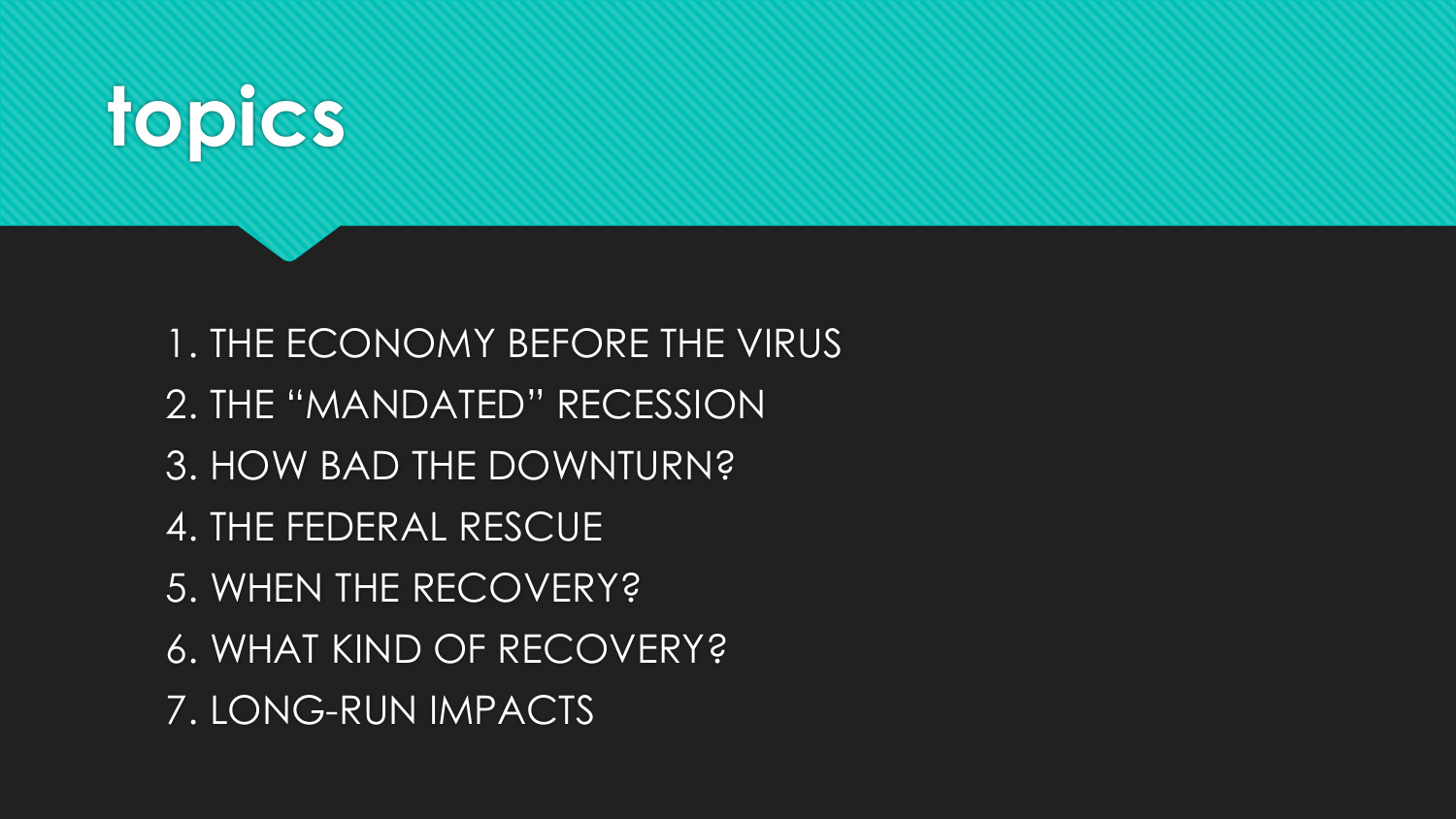# topics

1. THE ECONOMY BEFORE THE VIRUS
2. THE "MANDATED" RECESSION
3. HOW BAD THE DOWNTURN?
4. THE FEDERAL RESCUE
5. WHEN THE RECOVERY?
6. WHAT KIND OF RECOVERY?
7. LONG-RUN IMPACTS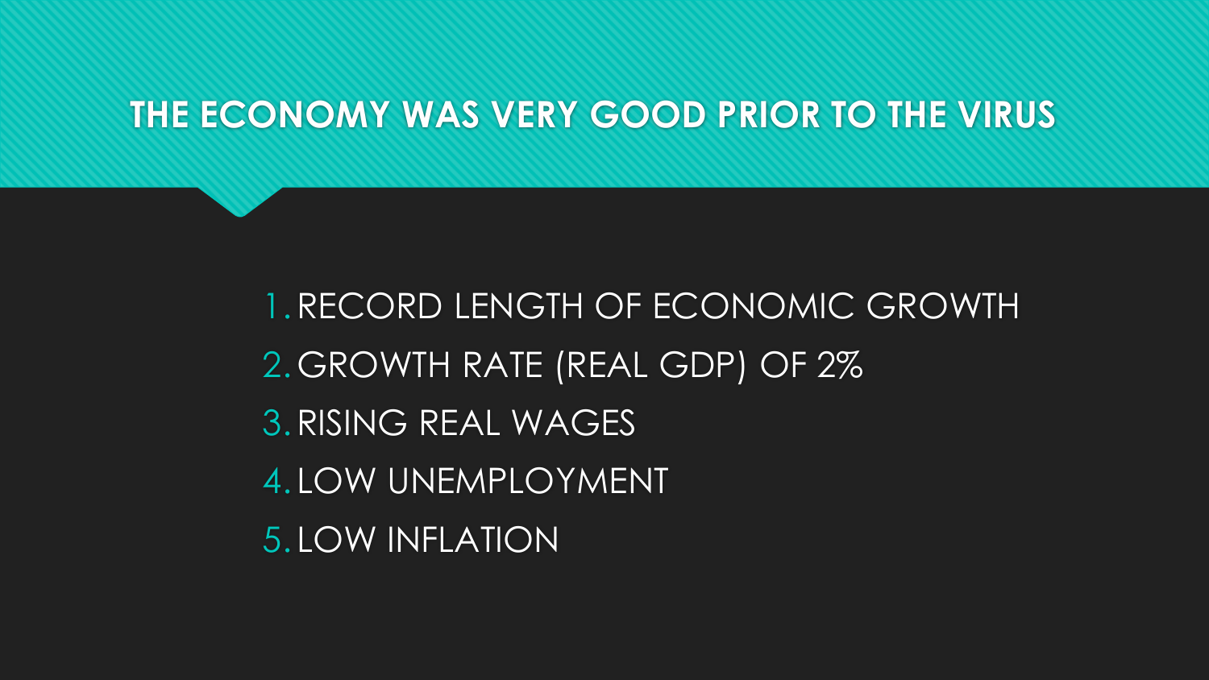# THE ECONOMY WAS VERY GOOD PRIOR TO THE VIRUS

1. RECORD LENGTH OF ECONOMIC GROWTH
2. GROWTH RATE (REAL GDP) OF 2%
3. RISING REAL WAGES
4. LOW UNEMPLOYMENT
5. LOW INFLATION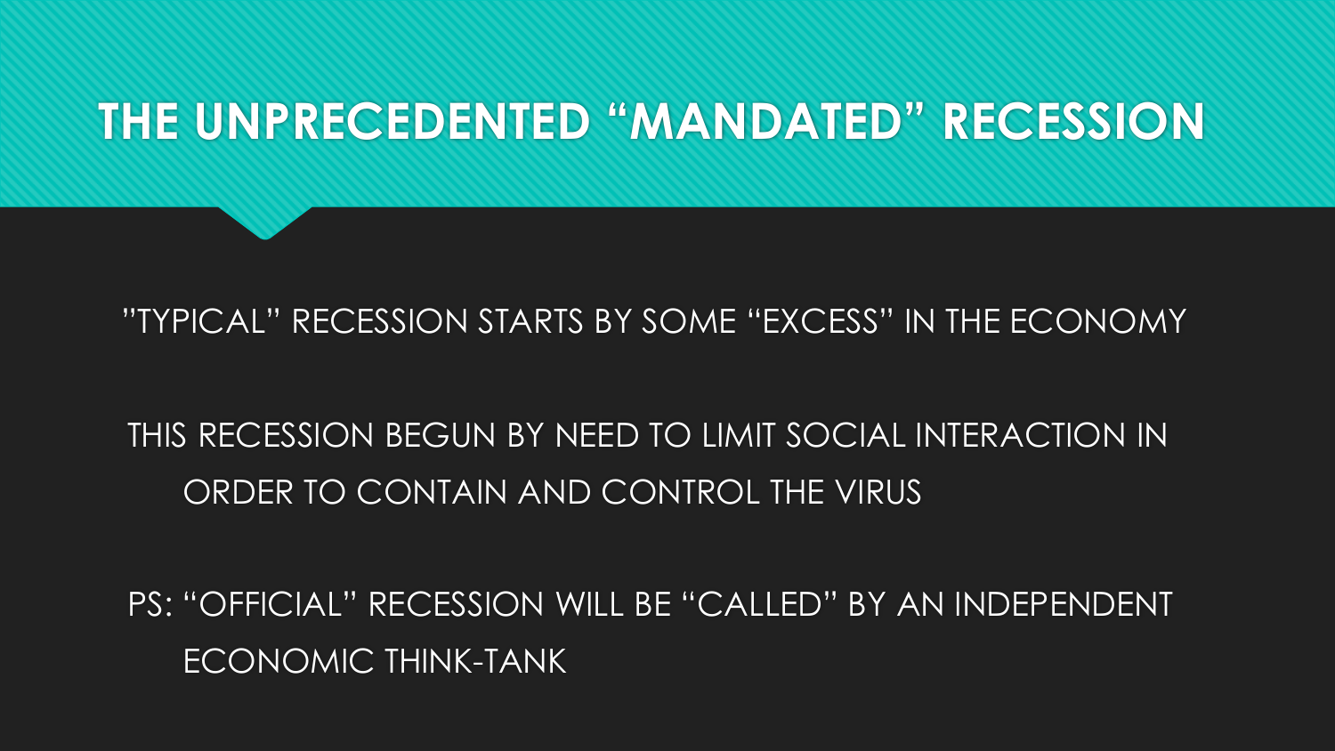# THE UNPRECEDENTED "MANDATED" RECESSION

"TYPICAL" RECESSION STARTS BY SOME "EXCESS" IN THE ECONOMY

THIS RECESSION BEGUN BY NEED TO LIMIT SOCIAL INTERACTION IN ORDER TO CONTAIN AND CONTROL THE VIRUS

PS: "OFFICIAL" RECESSION WILL BE "CALLED" BY AN INDEPENDENT ECONOMIC THINK-TANK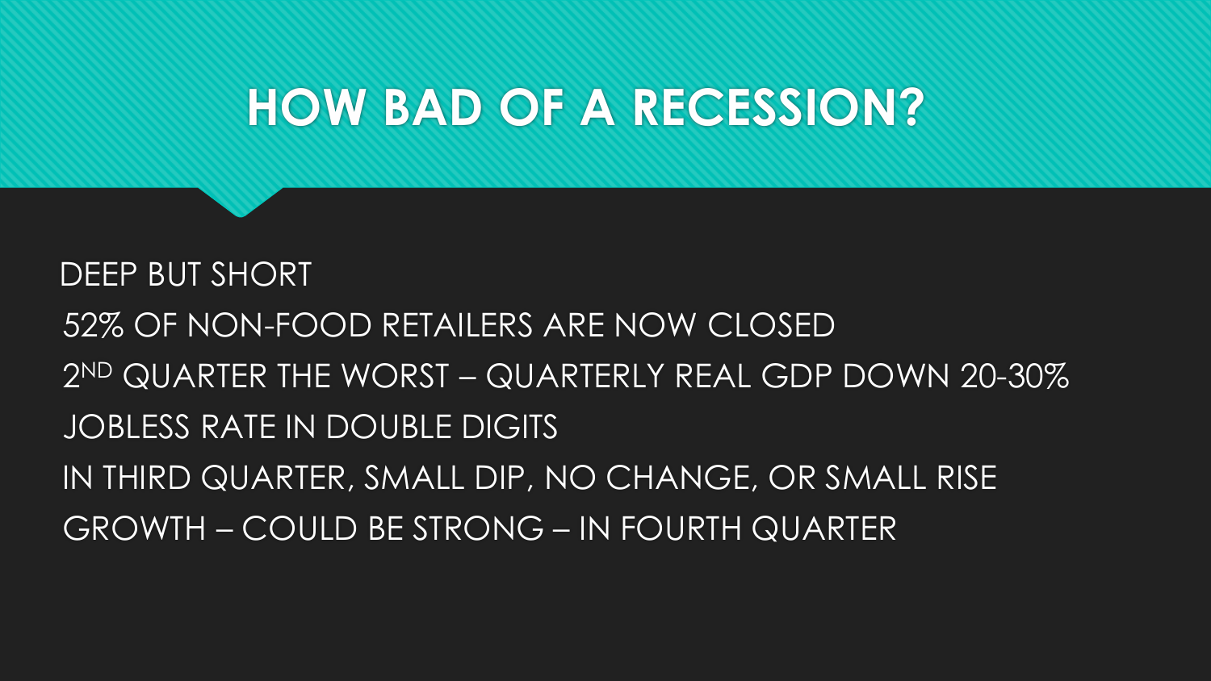# HOW BAD OF A RECESSION?

DEEP BUT SHORT

52% OF NON-FOOD RETAILERS ARE NOW CLOSED

2ND QUARTER THE WORST – QUARTERLY REAL GDP DOWN 20-30%

JOBLESS RATE IN DOUBLE DIGITS

IN THIRD QUARTER, SMALL DIP, NO CHANGE, OR SMALL RISE

GROWTH – COULD BE STRONG – IN FOURTH QUARTER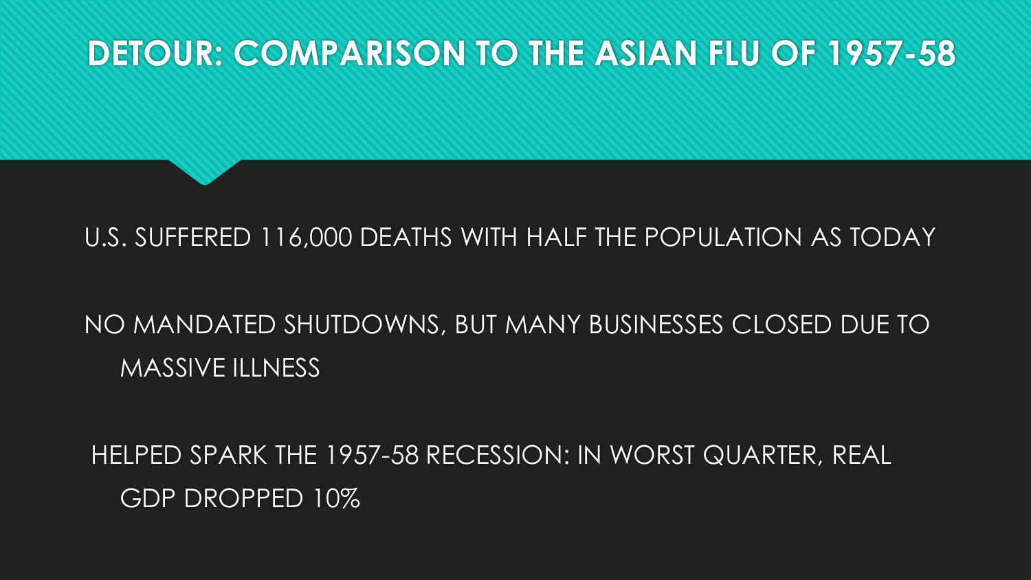# DETOUR: COMPARISON TO THE ASIAN FLU OF 1957-58

- U.S. SUFFERED 116,000 DEATHS WITH HALF THE POPULATION AS TODAY
- NO MANDATED SHUTDOWNS, BUT MANY BUSINESSES CLOSED DUE TO MASSIVE ILLNESS
- HELPED SPARK THE 1957-58 RECESSION: IN WORST QUARTER, REAL GDP DROPPED 10%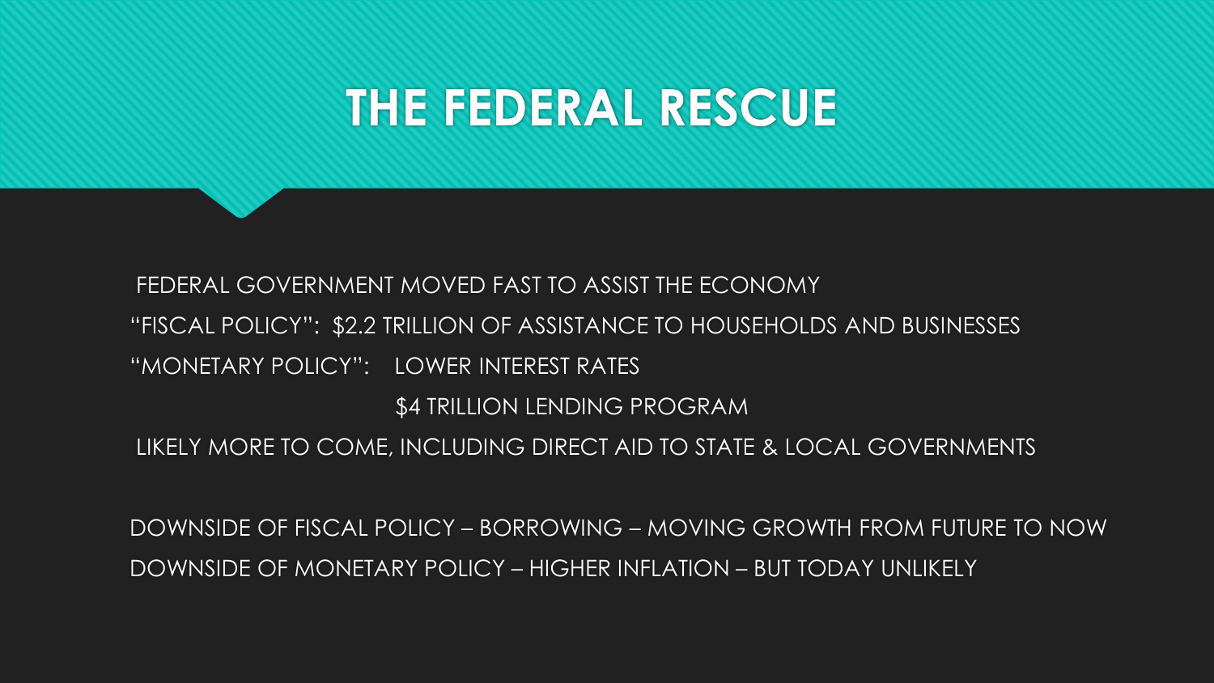# THE FEDERAL RESCUE

FEDERAL GOVERNMENT MOVED FAST TO ASSIST THE ECONOMY

"FISCAL POLICY": $2.2 TRILLION OF ASSISTANCE TO HOUSEHOLDS AND BUSINESSES

"MONETARY POLICY": LOWER INTEREST RATES

$4 TRILLION LENDING PROGRAM

LIKELY MORE TO COME, INCLUDING DIRECT AID TO STATE & LOCAL GOVERNMENTS

DOWNSIDE OF FISCAL POLICY – BORROWING – MOVING GROWTH FROM FUTURE TO NOW

DOWNSIDE OF MONETARY POLICY – HIGHER INFLATION – BUT TODAY UNLIKELY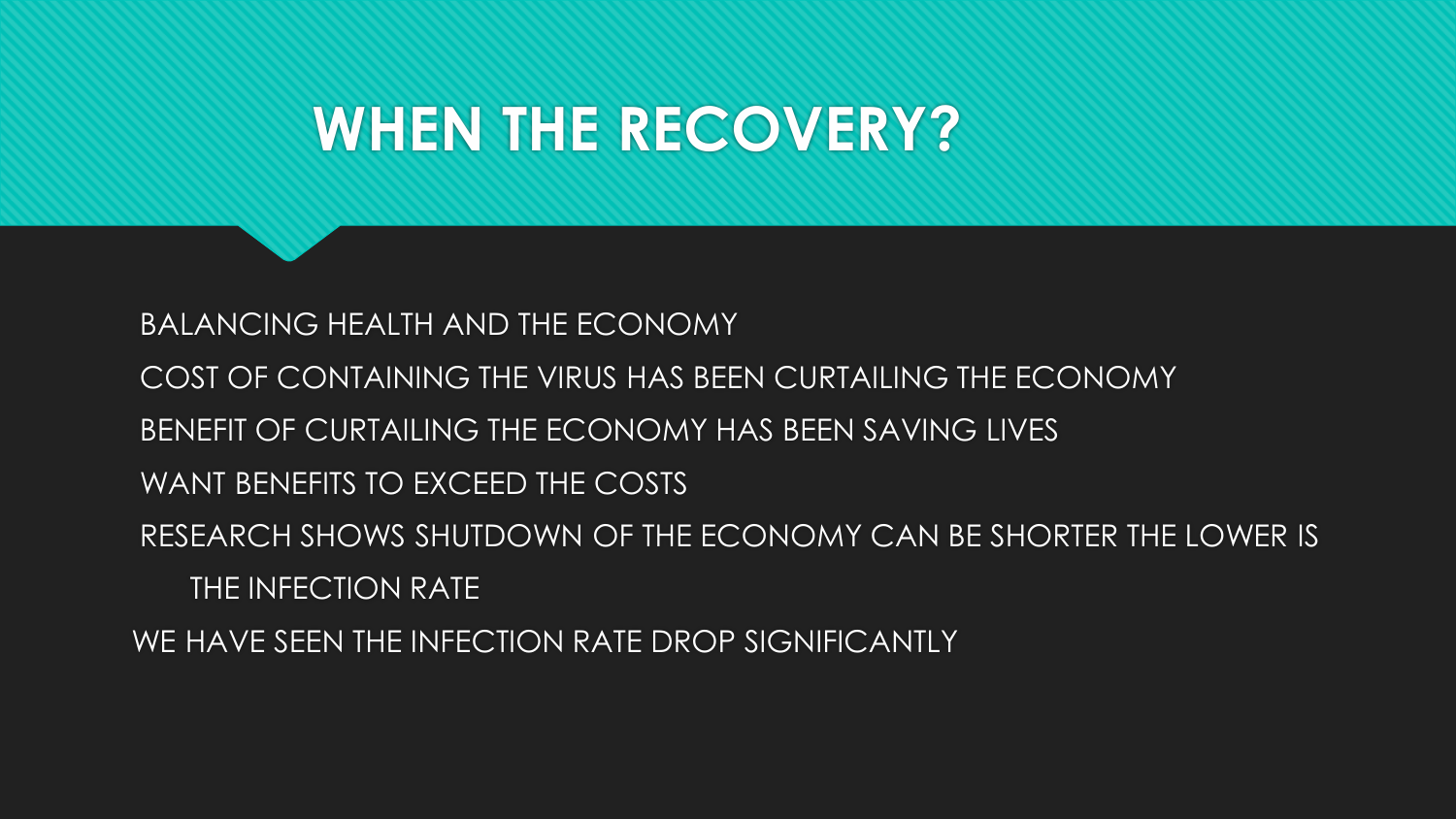# WHEN THE RECOVERY?

BALANCING HEALTH AND THE ECONOMY

COST OF CONTAINING THE VIRUS HAS BEEN CURTAILING THE ECONOMY

BENEFIT OF CURTAILING THE ECONOMY HAS BEEN SAVING LIVES

WANT BENEFITS TO EXCEED THE COSTS

RESEARCH SHOWS SHUTDOWN OF THE ECONOMY CAN BE SHORTER THE LOWER IS THE INFECTION RATE

WE HAVE SEEN THE INFECTION RATE DROP SIGNIFICANTLY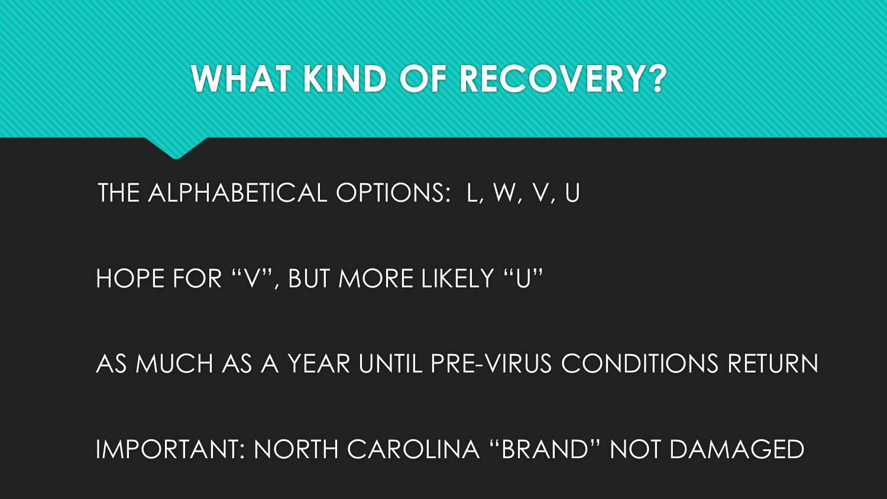# WHAT KIND OF RECOVERY?

THE ALPHABETICAL OPTIONS: L, W, V, U

HOPE FOR “V”, BUT MORE LIKELY “U”

AS MUCH AS A YEAR UNTIL PRE-VIRUS CONDITIONS RETURN

IMPORTANT: NORTH CAROLINA “BRAND” NOT DAMAGED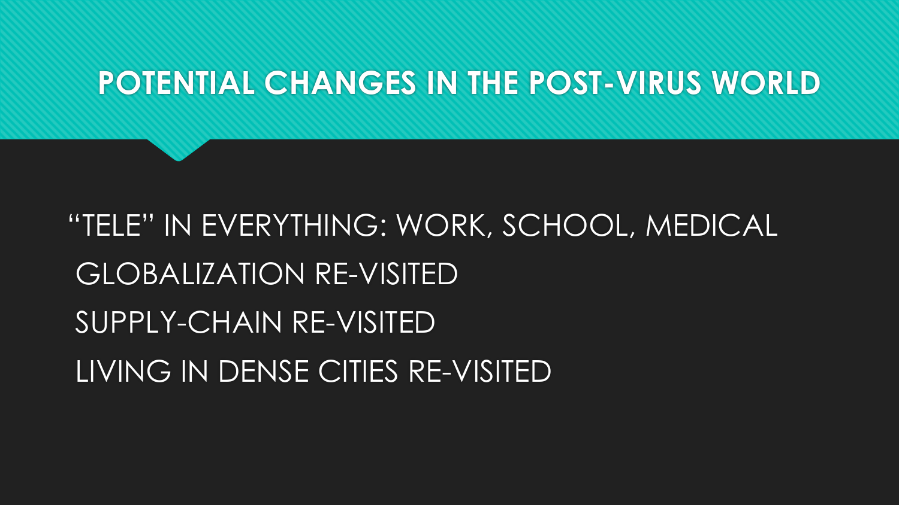# POTENTIAL CHANGES IN THE POST-VIRUS WORLD

"TELE" IN EVERYTHING: WORK, SCHOOL, MEDICAL

GLOBALIZATION RE-VISITED

SUPPLY-CHAIN RE-VISITED

LIVING IN DENSE CITIES RE-VISITED